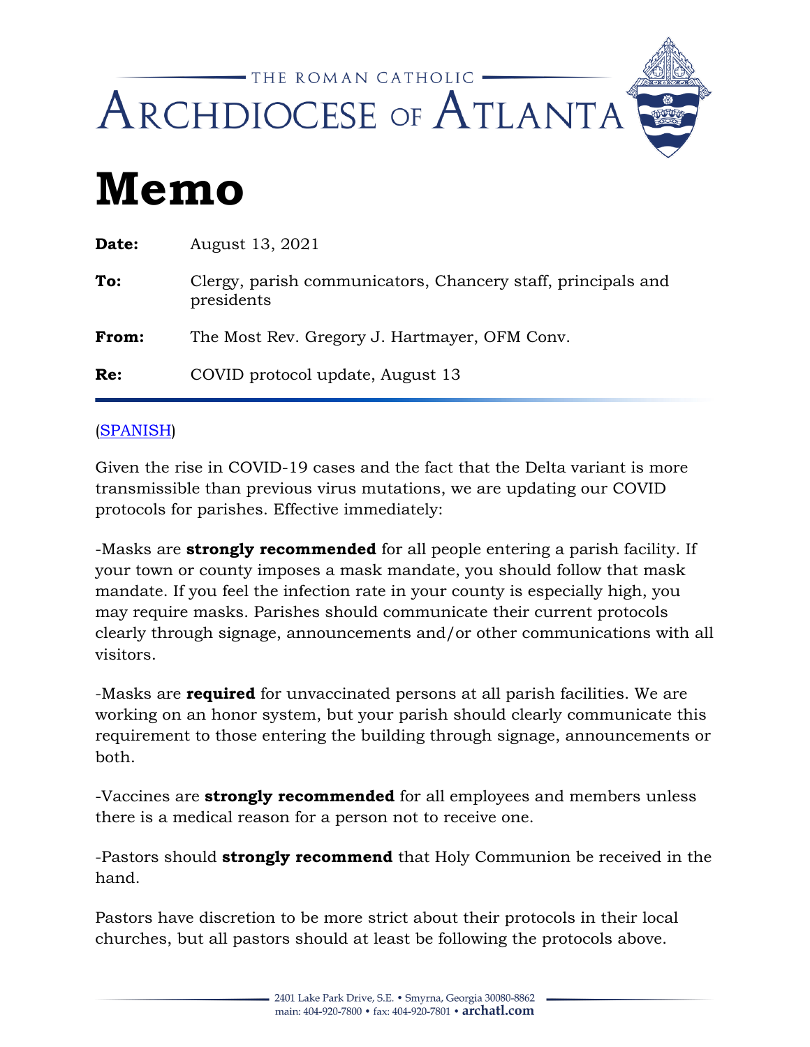THE ROMAN CATHOLIC
ARCHDIOCESE OF ATLANTA

# Memo

| | |
|---|---|
| **Date:** | August 13, 2021 |
| **To:** | Clergy, parish communicators, Chancery staff, principals and presidents |
| **From:** | The Most Rev. Gregory J. Hartmayer, OFM Conv. |
| **Re:** | COVID protocol update, August 13 |

(SPANISH)

Given the rise in COVID-19 cases and the fact that the Delta variant is more transmissible than previous virus mutations, we are updating our COVID protocols for parishes. Effective immediately:

-Masks are **strongly recommended** for all people entering a parish facility. If your town or county imposes a mask mandate, you should follow that mask mandate. If you feel the infection rate in your county is especially high, you may require masks. Parishes should communicate their current protocols clearly through signage, announcements and/or other communications with all visitors.

-Masks are **required** for unvaccinated persons at all parish facilities. We are working on an honor system, but your parish should clearly communicate this requirement to those entering the building through signage, announcements or both.

-Vaccines are **strongly recommended** for all employees and members unless there is a medical reason for a person not to receive one.

-Pastors should **strongly recommend** that Holy Communion be received in the hand.

Pastors have discretion to be more strict about their protocols in their local churches, but all pastors should at least be following the protocols above.

2401 Lake Park Drive, S.E. • Smyrna, Georgia 30080-8862
main: 404-920-7800 • fax: 404-920-7801 • **archatl.com**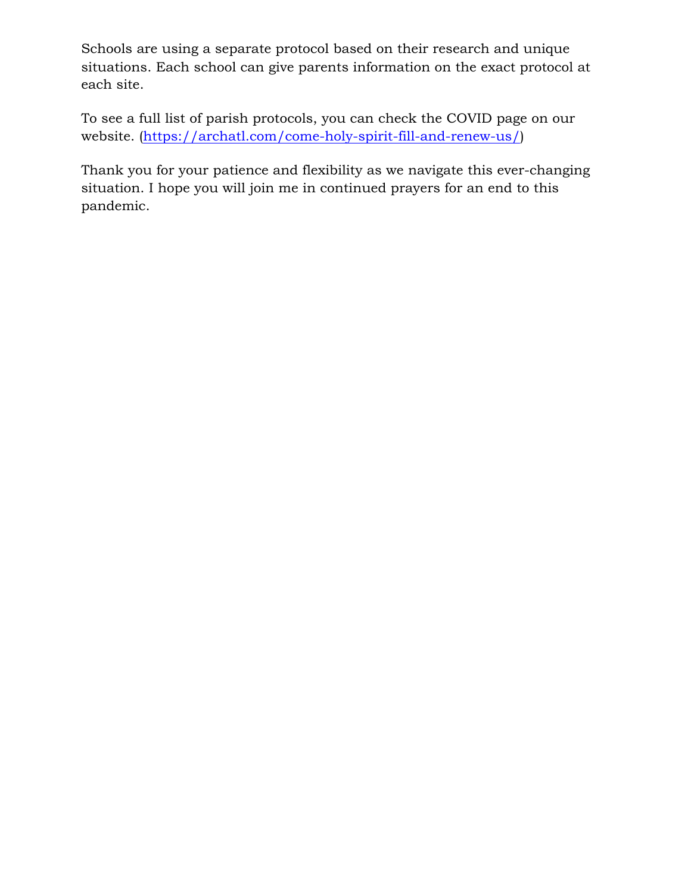Schools are using a separate protocol based on their research and unique situations. Each school can give parents information on the exact protocol at each site.

To see a full list of parish protocols, you can check the COVID page on our website. ([https://archatl.com/come-holy-spirit-fill-and-renew-us/](https://archatl.com/come-holy-spirit-fill-and-renew-us/))

Thank you for your patience and flexibility as we navigate this ever-changing situation. I hope you will join me in continued prayers for an end to this pandemic.